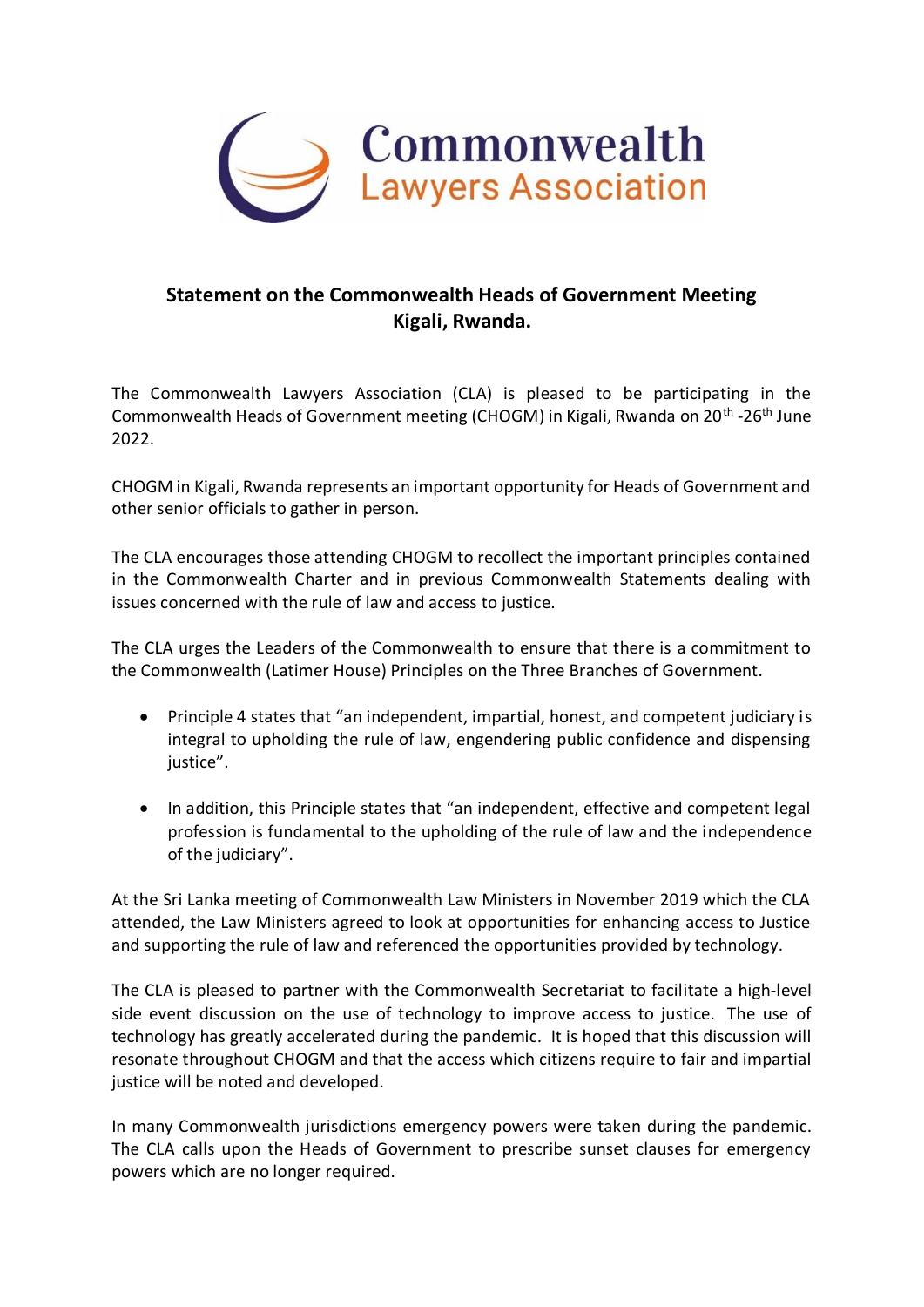Commonwealth
Lawyers Association

## Statement on the Commonwealth Heads of Government Meeting Kigali, Rwanda.

The Commonwealth Lawyers Association (CLA) is pleased to be participating in the Commonwealth Heads of Government meeting (CHOGM) in Kigali, Rwanda on 20th -26th June 2022.

CHOGM in Kigali, Rwanda represents an important opportunity for Heads of Government and other senior officials to gather in person.

The CLA encourages those attending CHOGM to recollect the important principles contained in the Commonwealth Charter and in previous Commonwealth Statements dealing with issues concerned with the rule of law and access to justice.

The CLA urges the Leaders of the Commonwealth to ensure that there is a commitment to the Commonwealth (Latimer House) Principles on the Three Branches of Government.

- Principle 4 states that "an independent, impartial, honest, and competent judiciary is integral to upholding the rule of law, engendering public confidence and dispensing justice".
- In addition, this Principle states that "an independent, effective and competent legal profession is fundamental to the upholding of the rule of law and the independence of the judiciary".

At the Sri Lanka meeting of Commonwealth Law Ministers in November 2019 which the CLA attended, the Law Ministers agreed to look at opportunities for enhancing access to Justice and supporting the rule of law and referenced the opportunities provided by technology.

The CLA is pleased to partner with the Commonwealth Secretariat to facilitate a high-level side event discussion on the use of technology to improve access to justice. The use of technology has greatly accelerated during the pandemic. It is hoped that this discussion will resonate throughout CHOGM and that the access which citizens require to fair and impartial justice will be noted and developed.

In many Commonwealth jurisdictions emergency powers were taken during the pandemic. The CLA calls upon the Heads of Government to prescribe sunset clauses for emergency powers which are no longer required.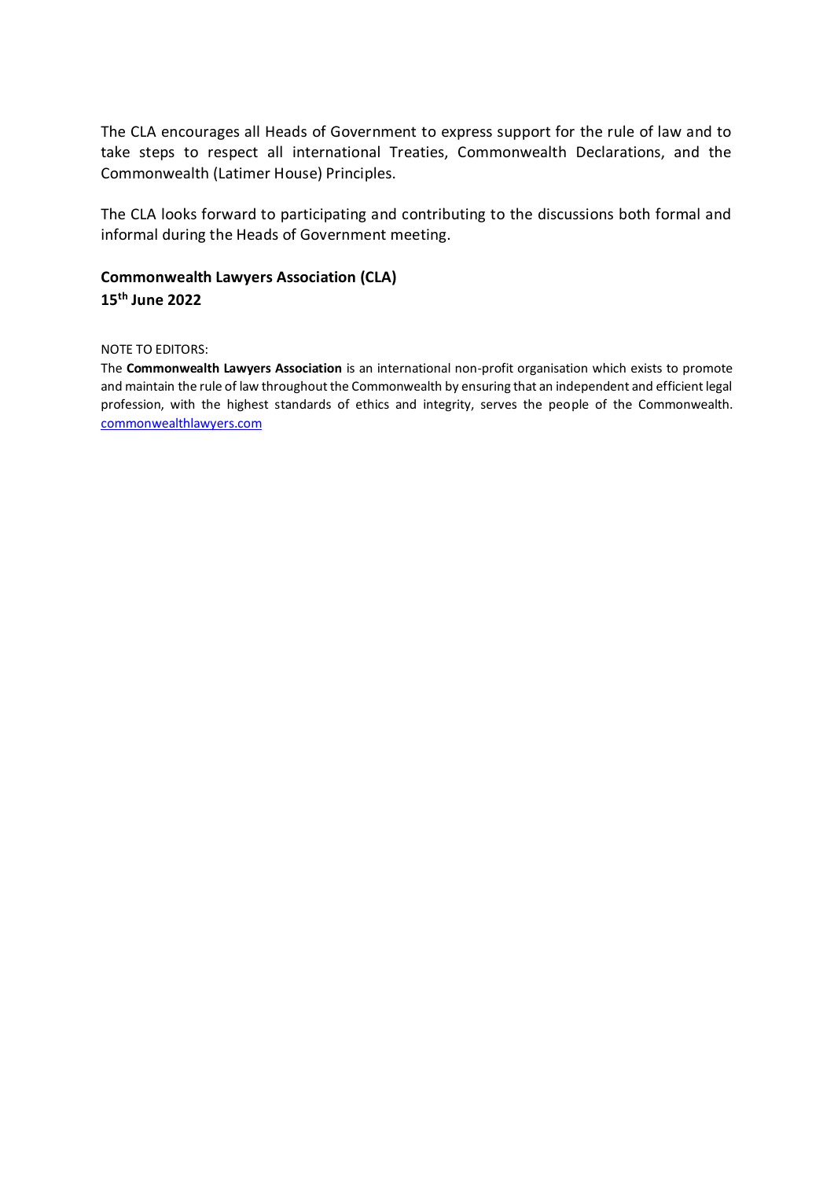The CLA encourages all Heads of Government to express support for the rule of law and to take steps to respect all international Treaties, Commonwealth Declarations, and the Commonwealth (Latimer House) Principles.

The CLA looks forward to participating and contributing to the discussions both formal and informal during the Heads of Government meeting.

**Commonwealth Lawyers Association (CLA)**
**15th June 2022**

NOTE TO EDITORS:
The **Commonwealth Lawyers Association** is an international non-profit organisation which exists to promote and maintain the rule of law throughout the Commonwealth by ensuring that an independent and efficient legal profession, with the highest standards of ethics and integrity, serves the people of the Commonwealth. [commonwealthlawyers.com](commonwealthlawyers.com)